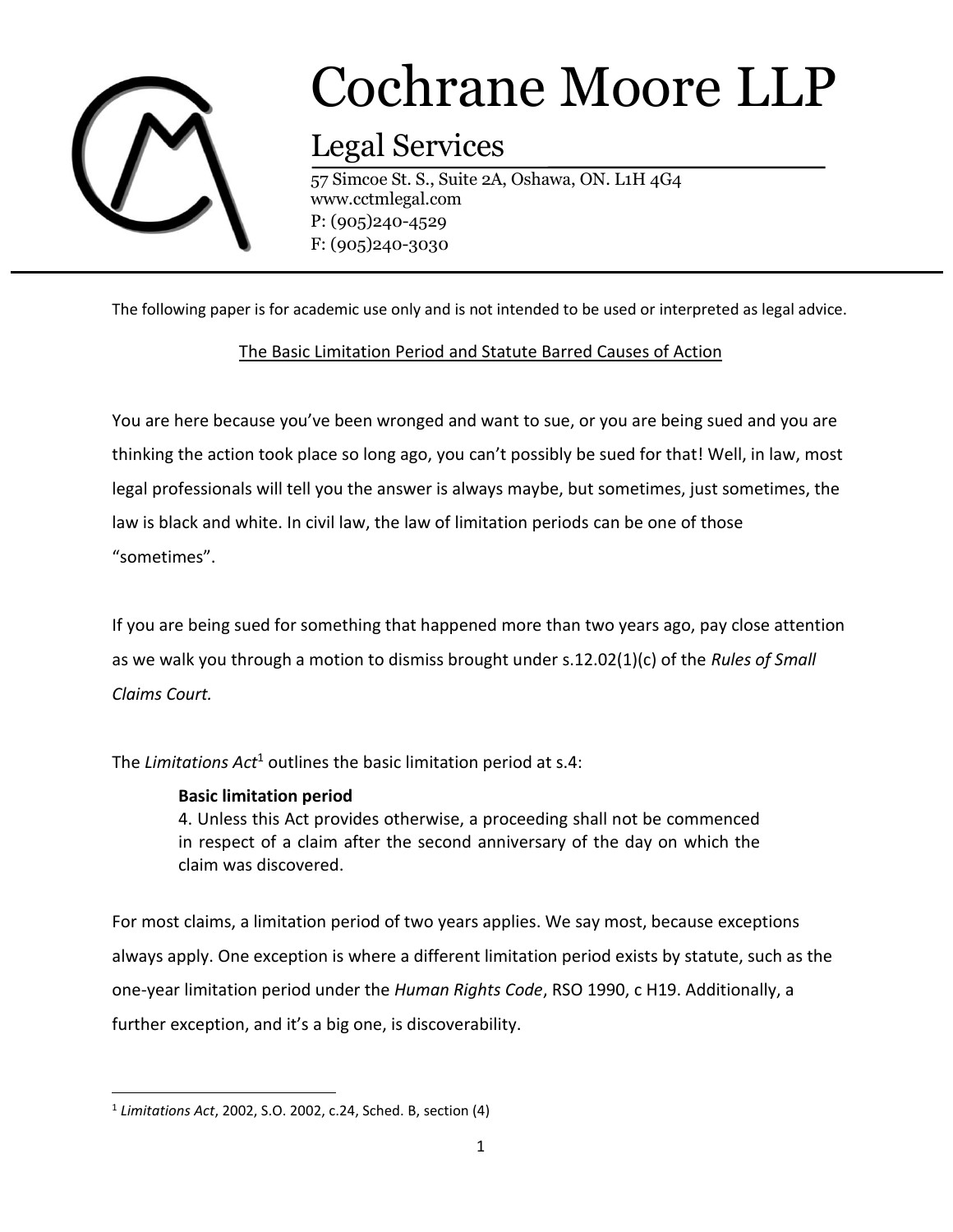# Cochrane Moore LLP

## Legal Services

57 Simcoe St. S., Suite 2A, Oshawa, ON. L1H 4G4
www.cctmlegal.com
P: (905)240-4529
F: (905)240-3030

---

The following paper is for academic use only and is not intended to be used or interpreted as legal advice.

<u>The Basic Limitation Period and Statute Barred Causes of Action</u>

You are here because you've been wronged and want to sue, or you are being sued and you are thinking the action took place so long ago, you can't possibly be sued for that! Well, in law, most legal professionals will tell you the answer is always maybe, but sometimes, just sometimes, the law is black and white. In civil law, the law of limitation periods can be one of those "sometimes".

If you are being sued for something that happened more than two years ago, pay close attention as we walk you through a motion to dismiss brought under s.12.02(1)(c) of the *Rules of Small Claims Court.*

The *Limitations Act*[1] outlines the basic limitation period at s.4:

> **Basic limitation period**
> 4. Unless this Act provides otherwise, a proceeding shall not be commenced in respect of a claim after the second anniversary of the day on which the claim was discovered.

For most claims, a limitation period of two years applies. We say most, because exceptions always apply. One exception is where a different limitation period exists by statute, such as the one-year limitation period under the *Human Rights Code*, RSO 1990, c H19. Additionally, a further exception, and it's a big one, is discoverability.

---

[1] *Limitations Act*, 2002, S.O. 2002, c.24, Sched. B, section (4)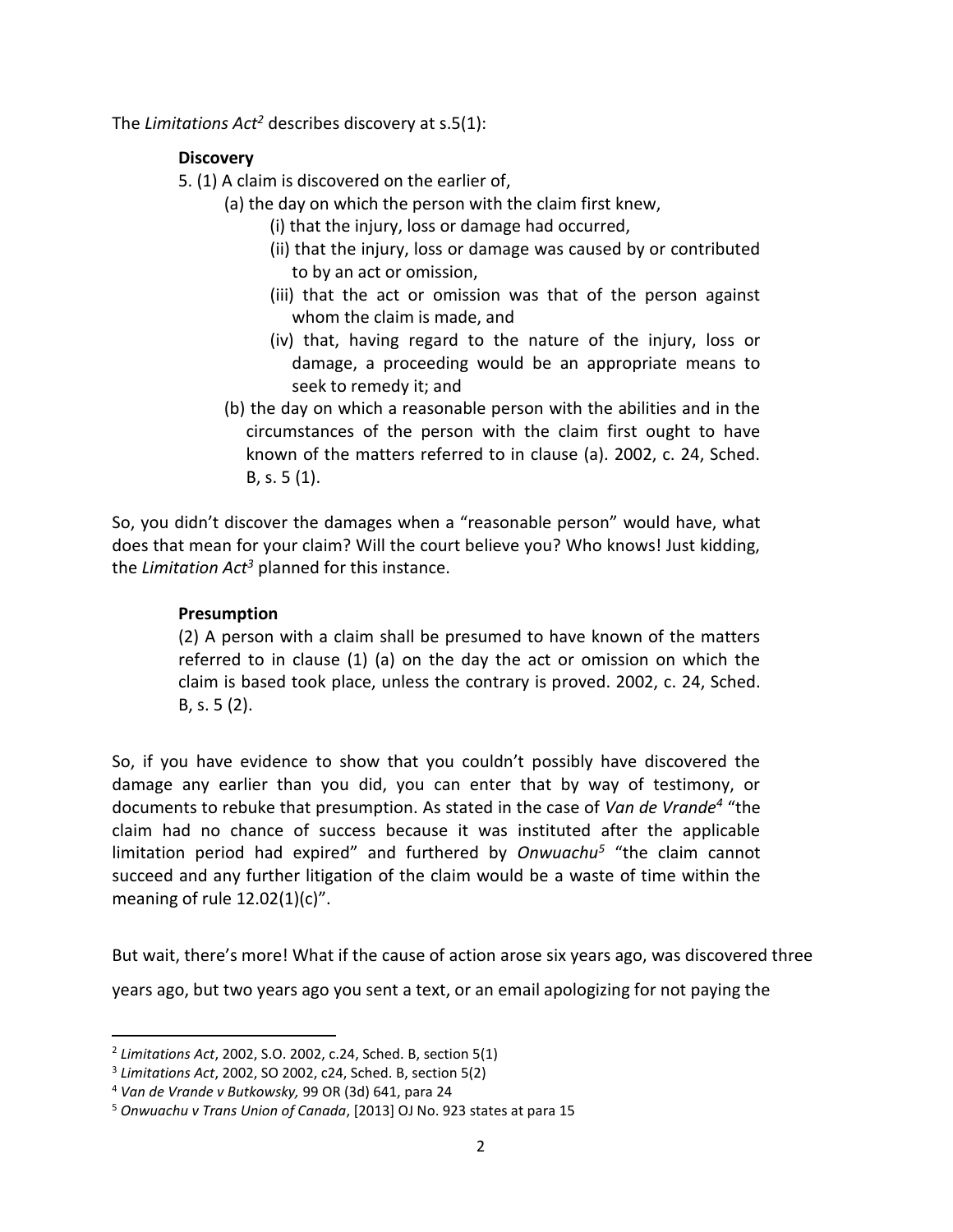The *Limitations Act*[2] describes discovery at s.5(1):

> **Discovery**
>
> 5. (1) A claim is discovered on the earlier of,
>
> (a) the day on which the person with the claim first knew,
>
> (i) that the injury, loss or damage had occurred,
>
> (ii) that the injury, loss or damage was caused by or contributed to by an act or omission,
>
> (iii) that the act or omission was that of the person against whom the claim is made, and
>
> (iv) that, having regard to the nature of the injury, loss or damage, a proceeding would be an appropriate means to seek to remedy it; and
>
> (b) the day on which a reasonable person with the abilities and in the circumstances of the person with the claim first ought to have known of the matters referred to in clause (a). 2002, c. 24, Sched. B, s. 5 (1).

So, you didn't discover the damages when a "reasonable person" would have, what does that mean for your claim? Will the court believe you? Who knows! Just kidding, the *Limitation Act*[3] planned for this instance.

> **Presumption**
>
> (2) A person with a claim shall be presumed to have known of the matters referred to in clause (1) (a) on the day the act or omission on which the claim is based took place, unless the contrary is proved. 2002, c. 24, Sched. B, s. 5 (2).

So, if you have evidence to show that you couldn't possibly have discovered the damage any earlier than you did, you can enter that by way of testimony, or documents to rebuke that presumption. As stated in the case of *Van de Vrande*[4] "the claim had no chance of success because it was instituted after the applicable limitation period had expired" and furthered by *Onwuachu*[5] "the claim cannot succeed and any further litigation of the claim would be a waste of time within the meaning of rule 12.02(1)(c)".

But wait, there's more! What if the cause of action arose six years ago, was discovered three years ago, but two years ago you sent a text, or an email apologizing for not paying the

---

[2] *Limitations Act*, 2002, S.O. 2002, c.24, Sched. B, section 5(1)

[3] *Limitations Act*, 2002, SO 2002, c24, Sched. B, section 5(2)

[4] *Van de Vrande v Butkowsky,* 99 OR (3d) 641, para 24

[5] *Onwuachu v Trans Union of Canada*, [2013] OJ No. 923 states at para 15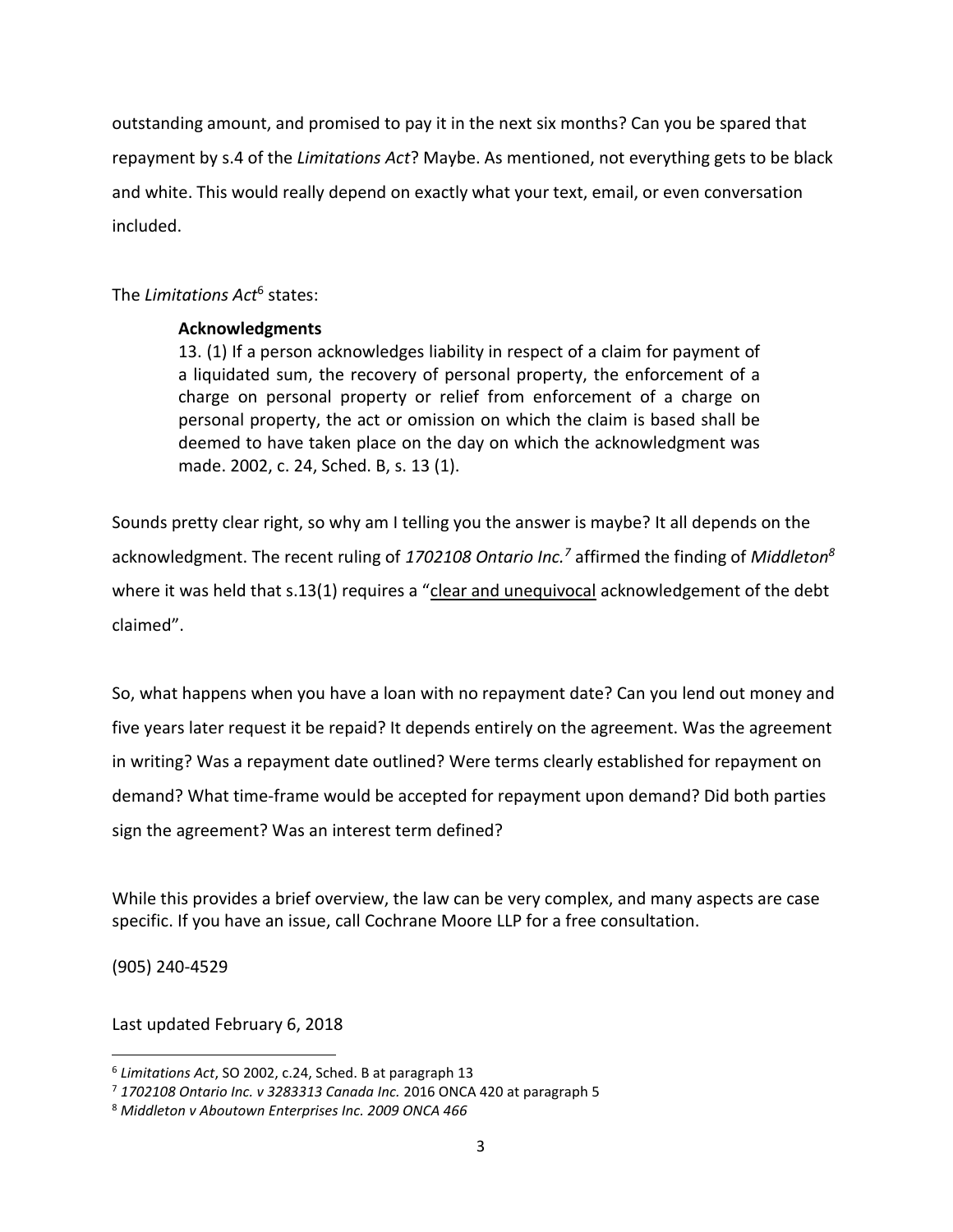outstanding amount, and promised to pay it in the next six months? Can you be spared that repayment by s.4 of the *Limitations Act*? Maybe. As mentioned, not everything gets to be black and white. This would really depend on exactly what your text, email, or even conversation included.

The *Limitations Act*[6] states:

> **Acknowledgments**
>
> 13. (1) If a person acknowledges liability in respect of a claim for payment of a liquidated sum, the recovery of personal property, the enforcement of a charge on personal property or relief from enforcement of a charge on personal property, the act or omission on which the claim is based shall be deemed to have taken place on the day on which the acknowledgment was made. 2002, c. 24, Sched. B, s. 13 (1).

Sounds pretty clear right, so why am I telling you the answer is maybe? It all depends on the acknowledgment. The recent ruling of *1702108 Ontario Inc.*[7] affirmed the finding of *Middleton*[8] where it was held that s.13(1) requires a "<u>clear and unequivocal</u> acknowledgement of the debt claimed".

So, what happens when you have a loan with no repayment date? Can you lend out money and five years later request it be repaid? It depends entirely on the agreement. Was the agreement in writing? Was a repayment date outlined? Were terms clearly established for repayment on demand? What time-frame would be accepted for repayment upon demand? Did both parties sign the agreement? Was an interest term defined?

While this provides a brief overview, the law can be very complex, and many aspects are case specific. If you have an issue, call Cochrane Moore LLP for a free consultation.

(905) 240-4529

Last updated February 6, 2018

---

[6] *Limitations Act*, SO 2002, c.24, Sched. B at paragraph 13

[7] *1702108 Ontario Inc. v 3283313 Canada Inc.* 2016 ONCA 420 at paragraph 5

[8] *Middleton v Aboutown Enterprises Inc. 2009 ONCA 466*